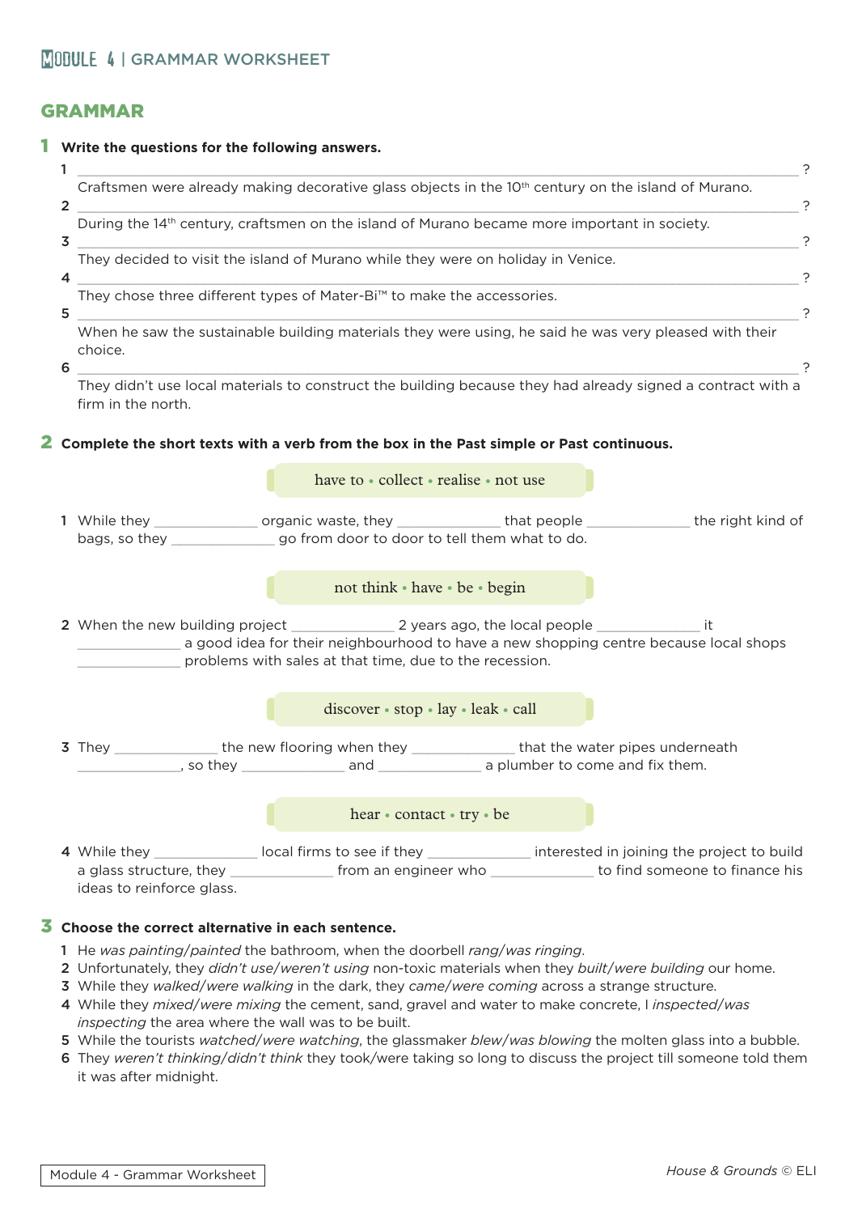## GRAMMAR

**1 Write the questions for the following answers.**

1 ______________________________________________________________________________?
Craftsmen were already making decorative glass objects in the 10th century on the island of Murano.

2 ______________________________________________________________________________?
During the 14th century, craftsmen on the island of Murano became more important in society.

3 ______________________________________________________________________________?
They decided to visit the island of Murano while they were on holiday in Venice.

4 ______________________________________________________________________________?
They chose three different types of Mater-Bi™ to make the accessories.

5 ______________________________________________________________________________?
When he saw the sustainable building materials they were using, he said he was very pleased with their choice.

6 ______________________________________________________________________________?
They didn't use local materials to construct the building because they had already signed a contract with a firm in the north.

**2 Complete the short texts with a verb from the box in the Past simple or Past continuous.**

have to • collect • realise • not use

1 While they ____________ organic waste, they ____________ that people ____________ the right kind of bags, so they ____________ go from door to door to tell them what to do.

not think • have • be • begin

2 When the new building project ____________ 2 years ago, the local people ____________ it ____________ a good idea for their neighbourhood to have a new shopping centre because local shops ____________ problems with sales at that time, due to the recession.

discover • stop • lay • leak • call

3 They ____________ the new flooring when they ____________ that the water pipes underneath ____________, so they ____________ and ____________ a plumber to come and fix them.

hear • contact • try • be

4 While they ____________ local firms to see if they ____________ interested in joining the project to build a glass structure, they ____________ from an engineer who ____________ to find someone to finance his ideas to reinforce glass.

**3 Choose the correct alternative in each sentence.**

1 He *was painting/painted* the bathroom, when the doorbell *rang/was ringing*.
2 Unfortunately, they *didn't use/weren't using* non-toxic materials when they *built/were building* our home.
3 While they *walked/were walking* in the dark, they *came/were coming* across a strange structure.
4 While they *mixed/were mixing* the cement, sand, gravel and water to make concrete, I *inspected/was inspecting* the area where the wall was to be built.
5 While the tourists *watched/were watching*, the glassmaker *blew/was blowing* the molten glass into a bubble.
6 They *weren't thinking/didn't think* they took/were taking so long to discuss the project till someone told them it was after midnight.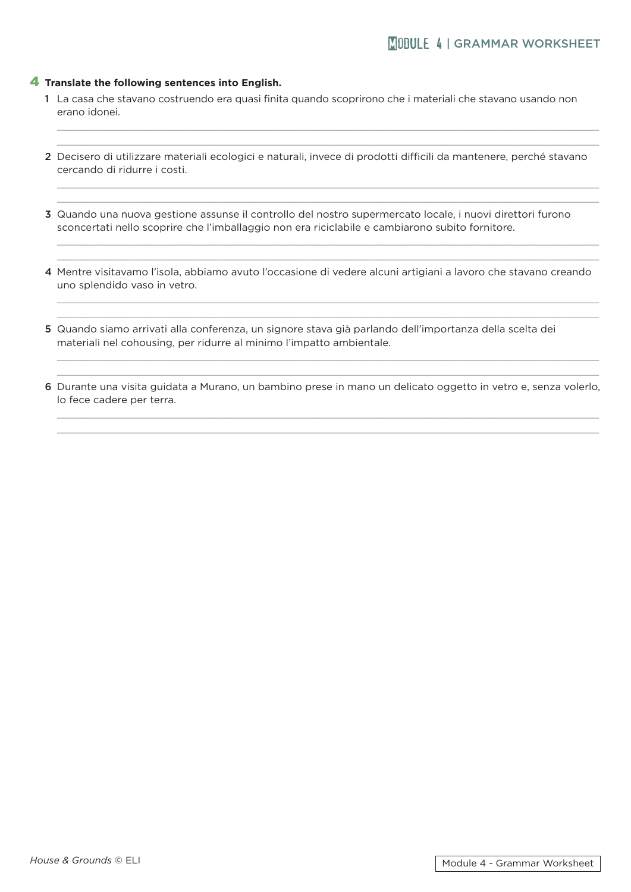## 4 Translate the following sentences into English.

1 La casa che stavano costruendo era quasi finita quando scoprirono che i materiali che stavano usando non erano idonei.

______________________________________________________________________

______________________________________________________________________

2 Decisero di utilizzare materiali ecologici e naturali, invece di prodotti difficili da mantenere, perché stavano cercando di ridurre i costi.

______________________________________________________________________

______________________________________________________________________

3 Quando una nuova gestione assunse il controllo del nostro supermercato locale, i nuovi direttori furono sconcertati nello scoprire che l'imballaggio non era riciclabile e cambiarono subito fornitore.

______________________________________________________________________

______________________________________________________________________

4 Mentre visitavamo l'isola, abbiamo avuto l'occasione di vedere alcuni artigiani a lavoro che stavano creando uno splendido vaso in vetro.

______________________________________________________________________

______________________________________________________________________

5 Quando siamo arrivati alla conferenza, un signore stava già parlando dell'importanza della scelta dei materiali nel cohousing, per ridurre al minimo l'impatto ambientale.

______________________________________________________________________

______________________________________________________________________

6 Durante una visita guidata a Murano, un bambino prese in mano un delicato oggetto in vetro e, senza volerlo, lo fece cadere per terra.

______________________________________________________________________

______________________________________________________________________